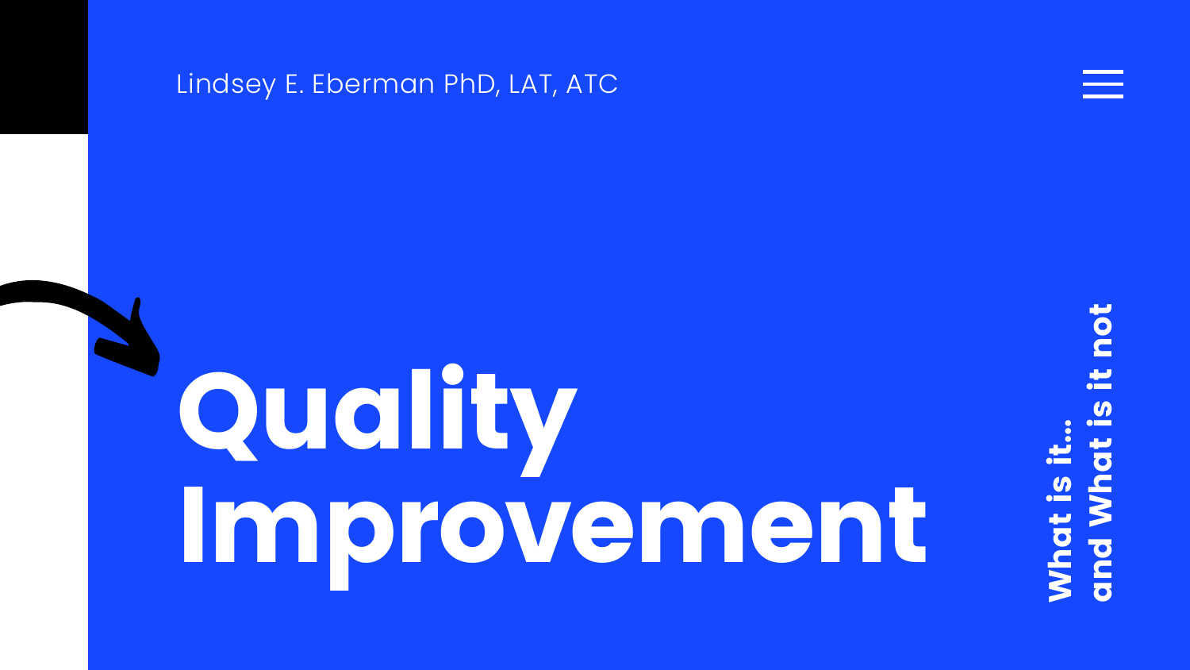Lindsey E. Eberman PhD, LAT, ATC

# Quality Improvement

What is it...
and What is it not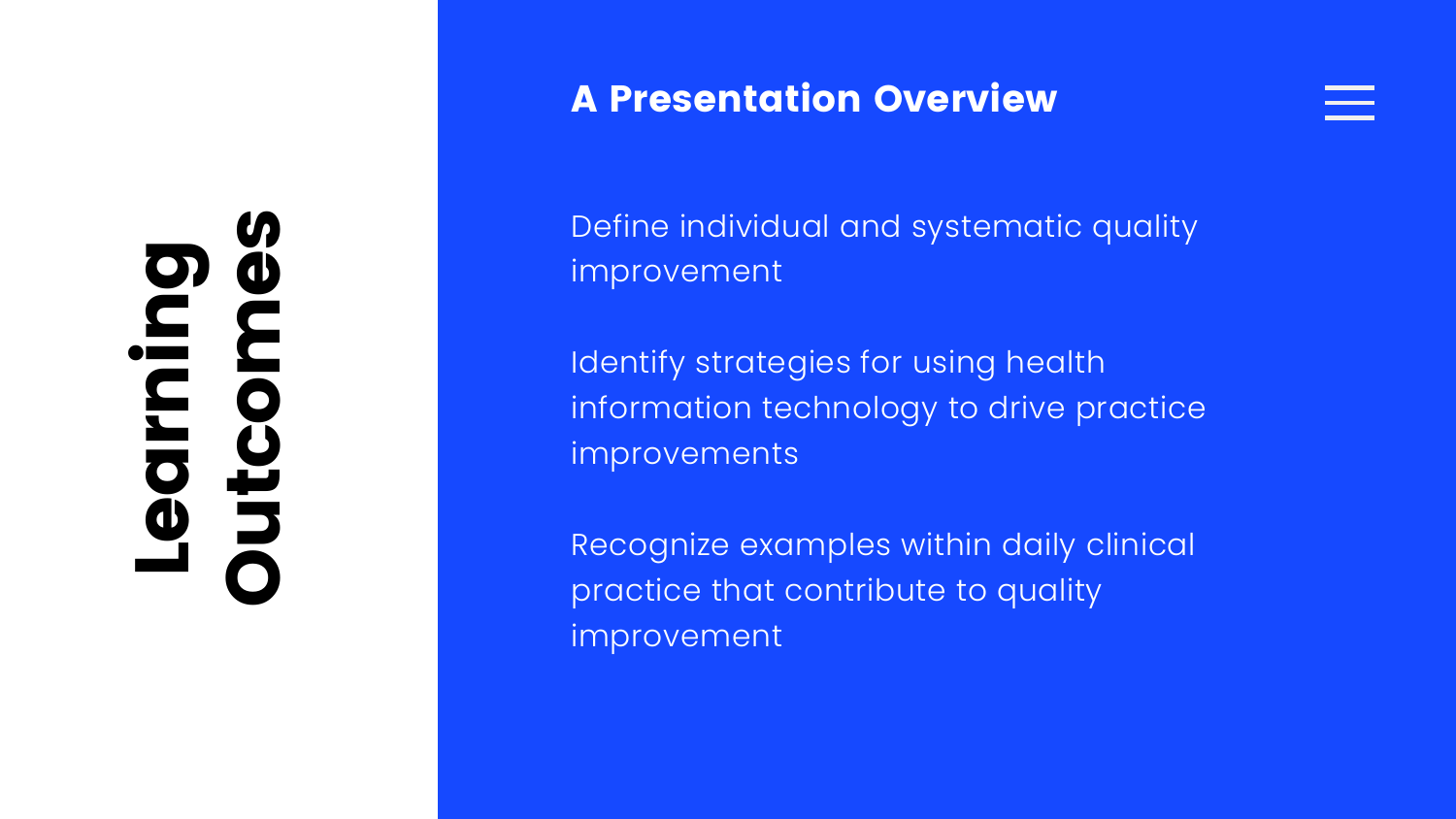# Learning Outcomes

## A Presentation Overview

Define individual and systematic quality improvement

Identify strategies for using health information technology to drive practice improvements

Recognize examples within daily clinical practice that contribute to quality improvement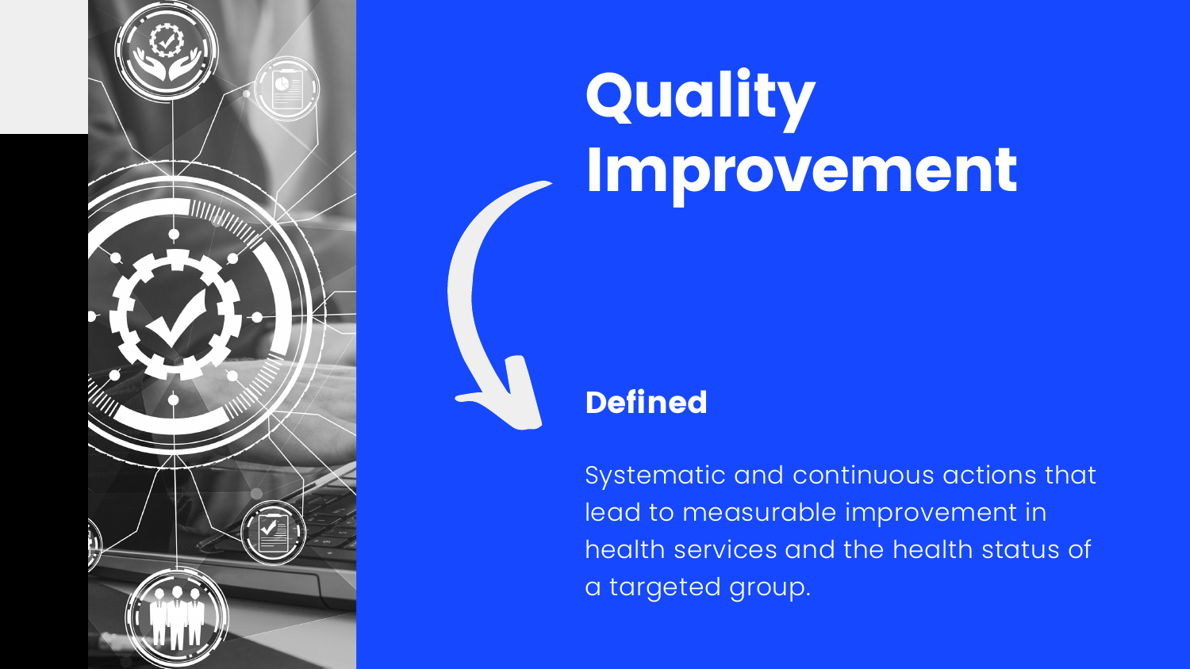# Quality Improvement

## Defined

Systematic and continuous actions that lead to measurable improvement in health services and the health status of a targeted group.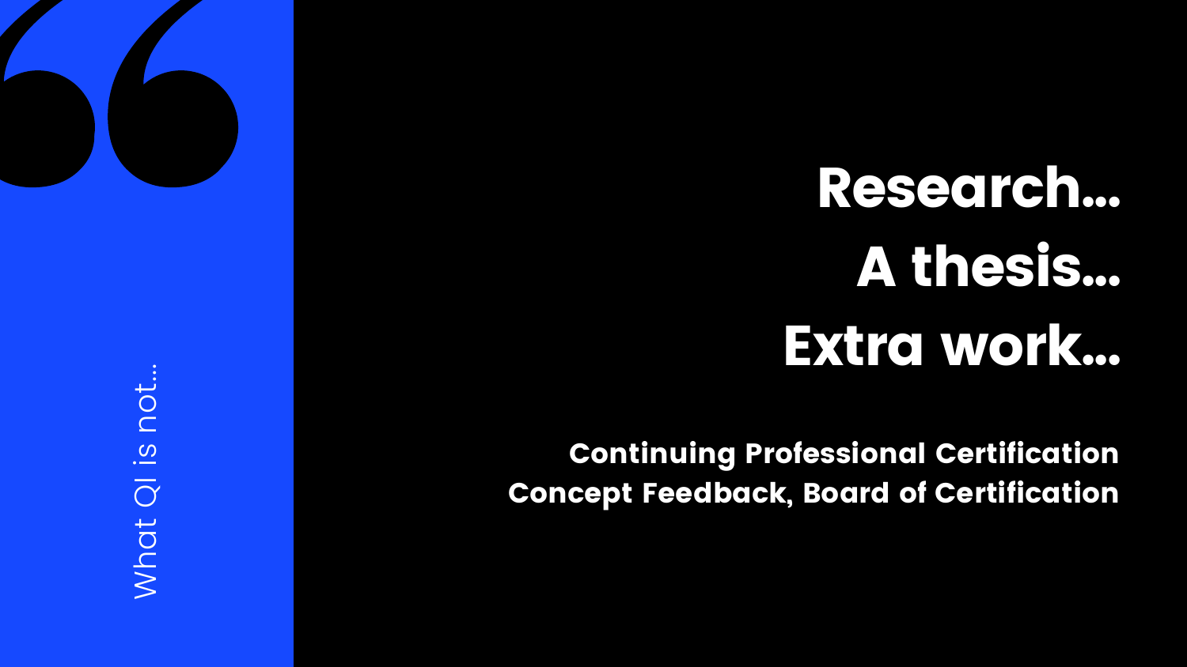What QI is not...

# Research…
# A thesis…
# Extra work…

**Continuing Professional Certification Concept Feedback, Board of Certification**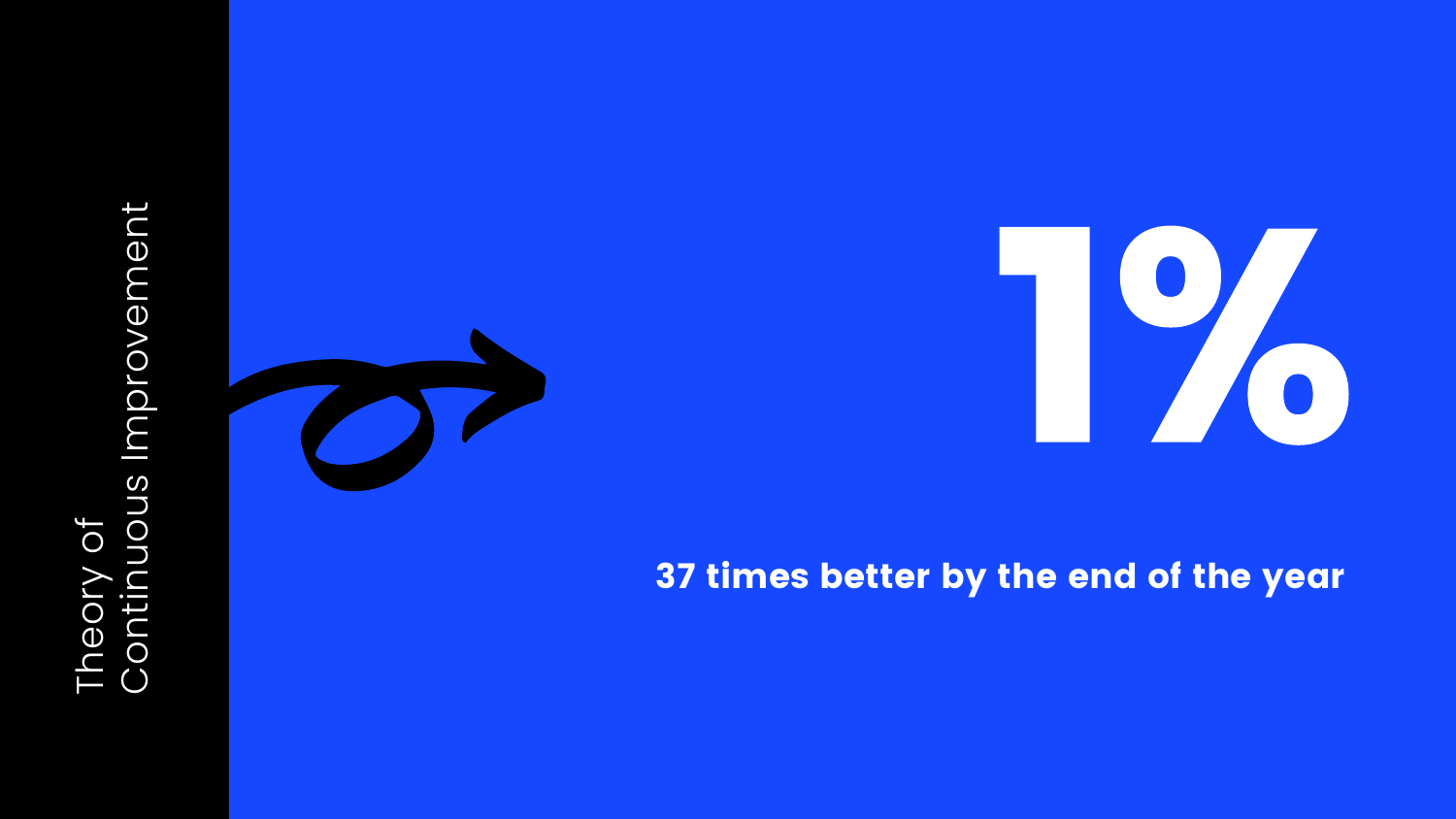Theory of Continuous Improvement

# 1%

**37 times better by the end of the year**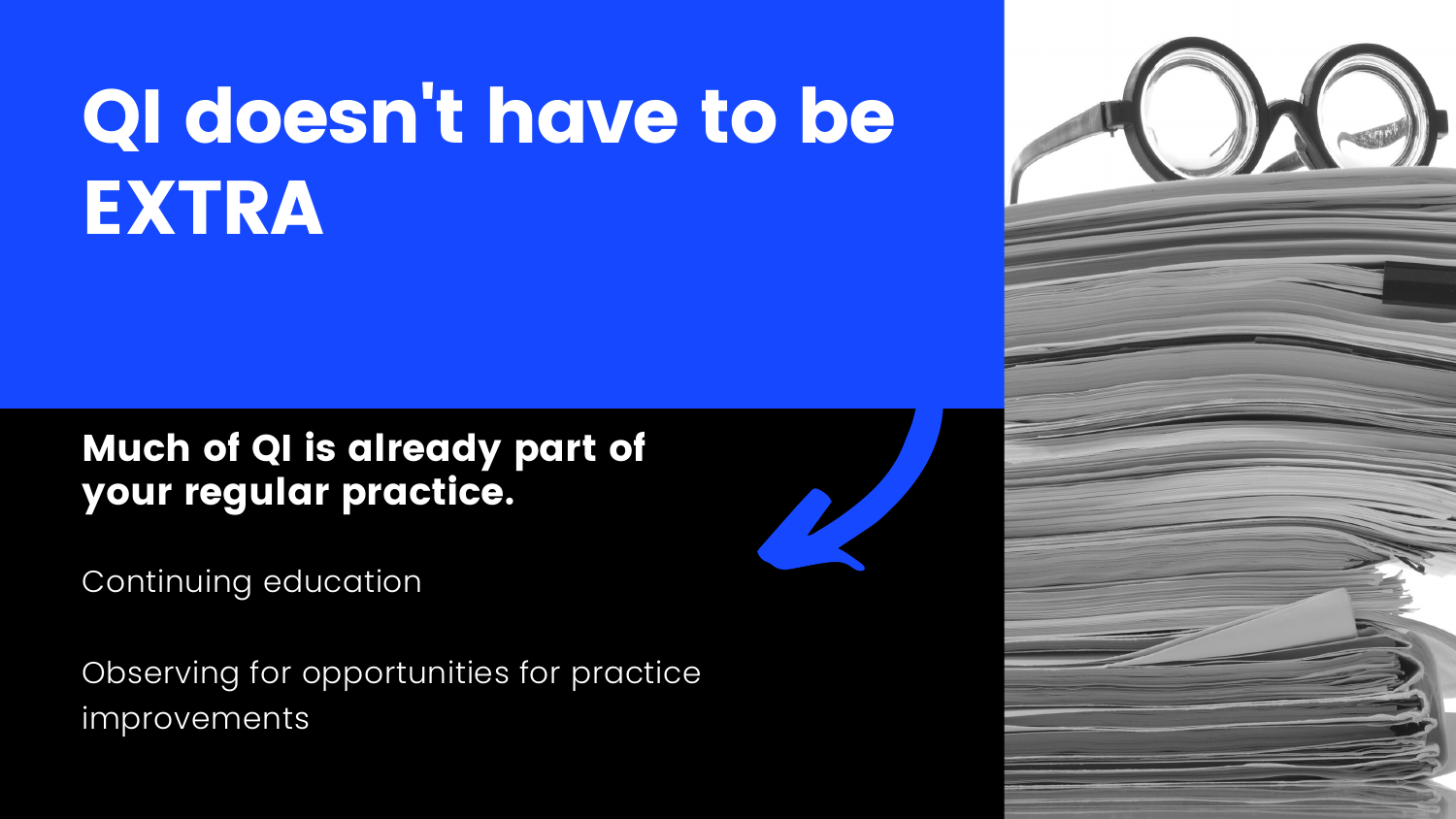# QI doesn't have to be EXTRA

**Much of QI is already part of your regular practice.**

Continuing education

Observing for opportunities for practice improvements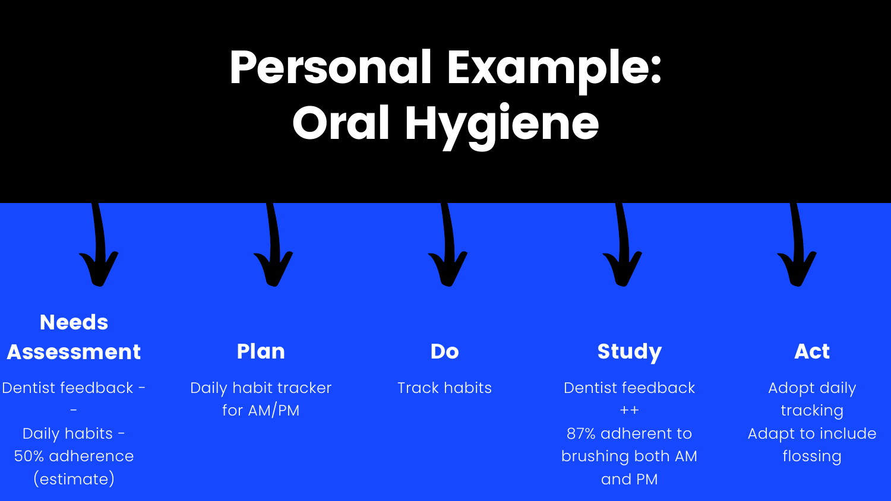# Personal Example: Oral Hygiene

### Needs Assessment

Dentist feedback --

Daily habits - 50% adherence (estimate)

### Plan

Daily habit tracker for AM/PM

### Do

Track habits

### Study

Dentist feedback ++

87% adherent to brushing both AM and PM

### Act

Adopt daily tracking

Adapt to include flossing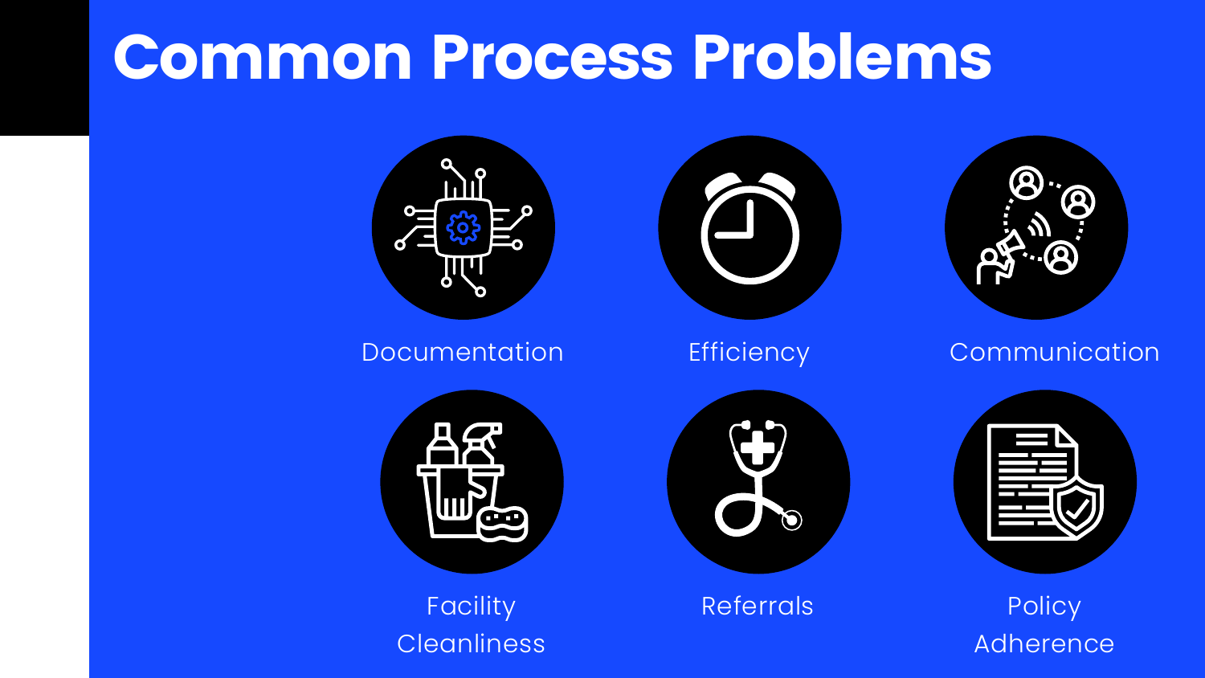# Common Process Problems

- Documentation
- Efficiency
- Communication
- Facility Cleanliness
- Referrals
- Policy Adherence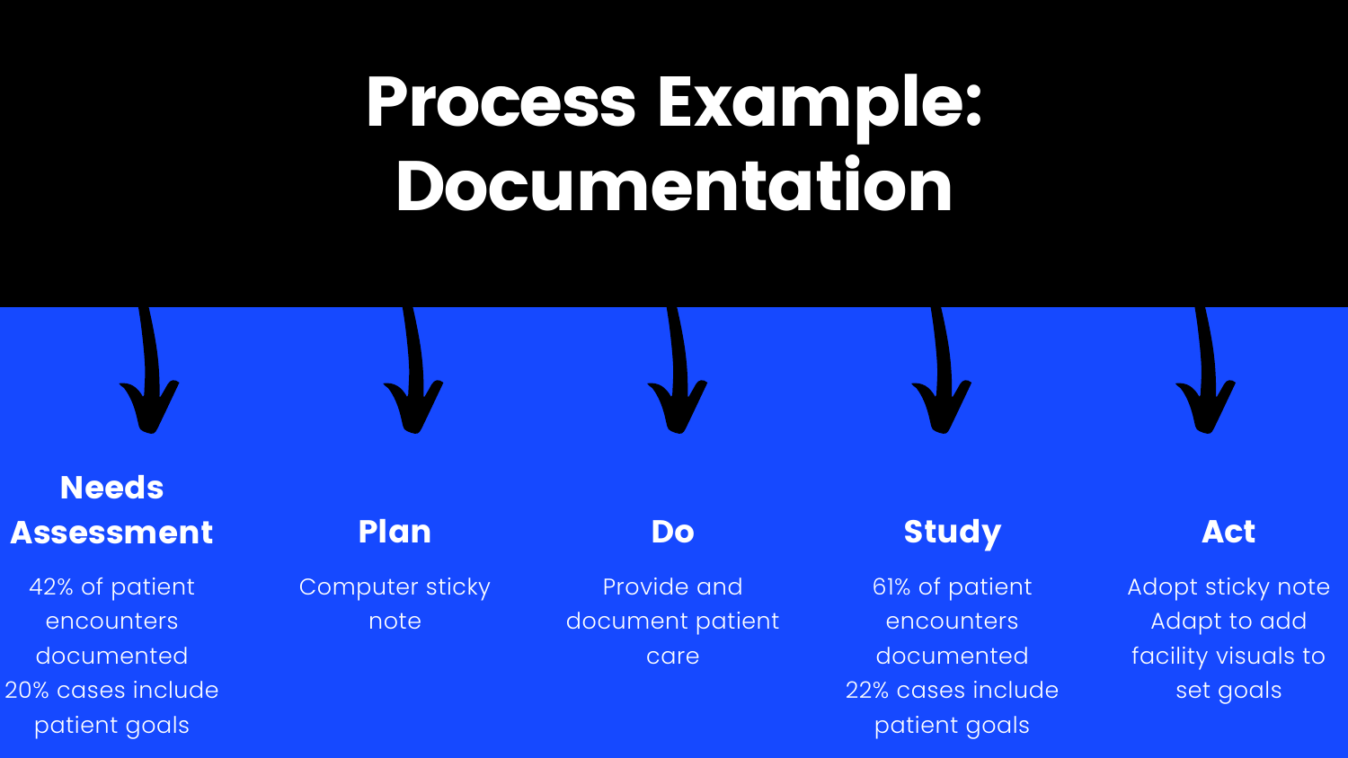# Process Example: Documentation

## Needs Assessment

42% of patient encounters documented
20% cases include patient goals

## Plan

Computer sticky note

## Do

Provide and document patient care

## Study

61% of patient encounters documented
22% cases include patient goals

## Act

Adopt sticky note
Adapt to add facility visuals to set goals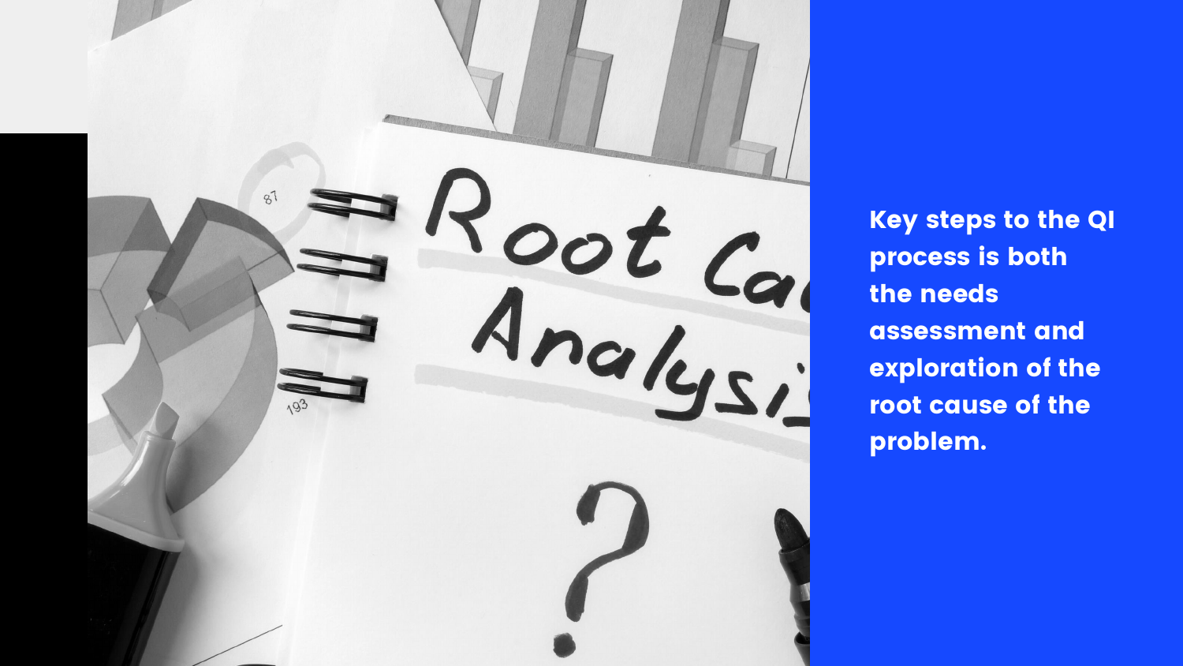Key steps to the QI process is both the needs assessment and exploration of the root cause of the problem.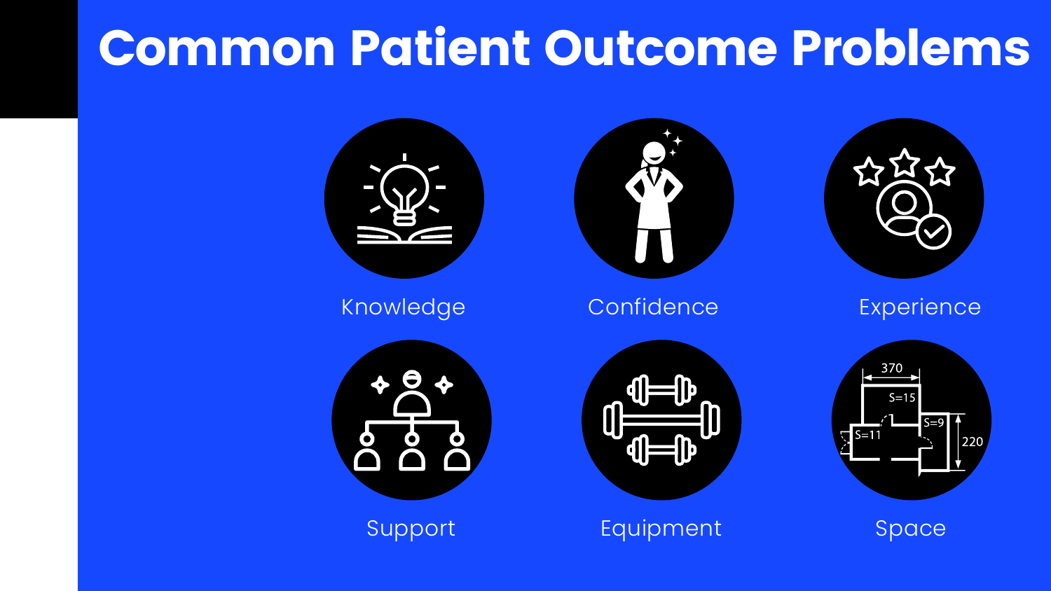# Common Patient Outcome Problems

- Knowledge
- Confidence
- Experience
- Support
- Equipment
- Space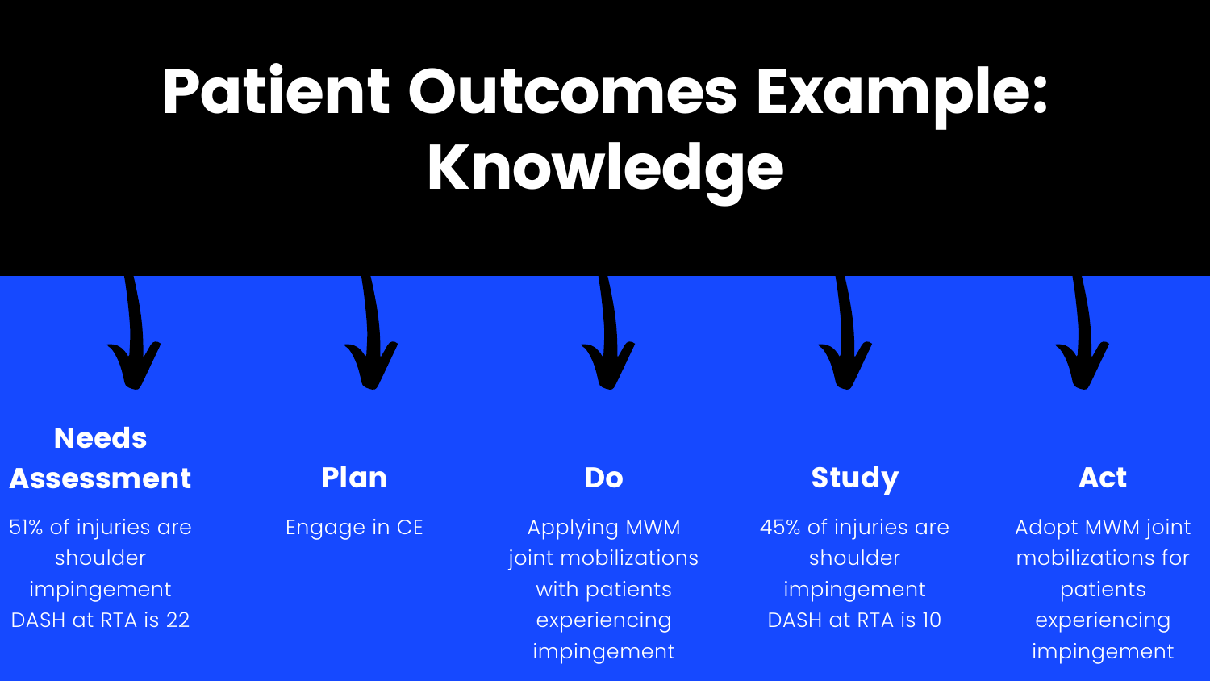# Patient Outcomes Example: Knowledge

### Needs Assessment

51% of injuries are shoulder impingement
DASH at RTA is 22

### Plan

Engage in CE

### Do

Applying MWM joint mobilizations with patients experiencing impingement

### Study

45% of injuries are shoulder impingement
DASH at RTA is 10

### Act

Adopt MWM joint mobilizations for patients experiencing impingement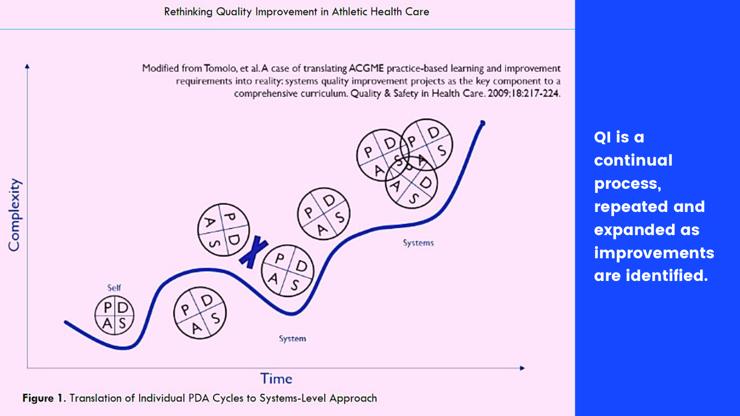Rethinking Quality Improvement in Athletic Health Care

Modified from Tomolo, et al. A case of translating ACGME practice-based learning and improvement requirements into reality: systems quality improvement projects as the key component to a comprehensive curriculum. Quality & Safety in Health Care. 2009;18:217-224.

**Figure 1.** Translation of Individual PDA Cycles to Systems-Level Approach

**QI is a continual process, repeated and expanded as improvements are identified.**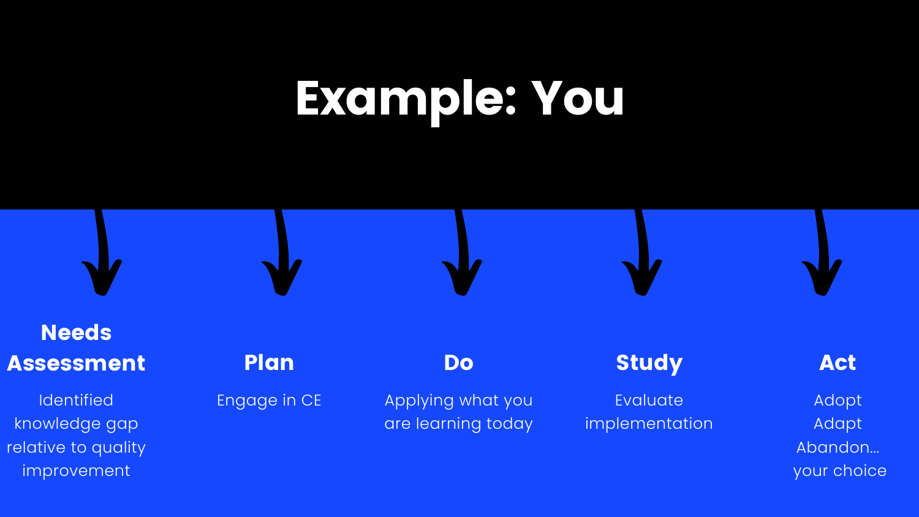# Example: You

## Needs Assessment

Identified knowledge gap relative to quality improvement

## Plan

Engage in CE

## Do

Applying what you are learning today

## Study

Evaluate implementation

## Act

Adopt
Adapt
Abandon…
your choice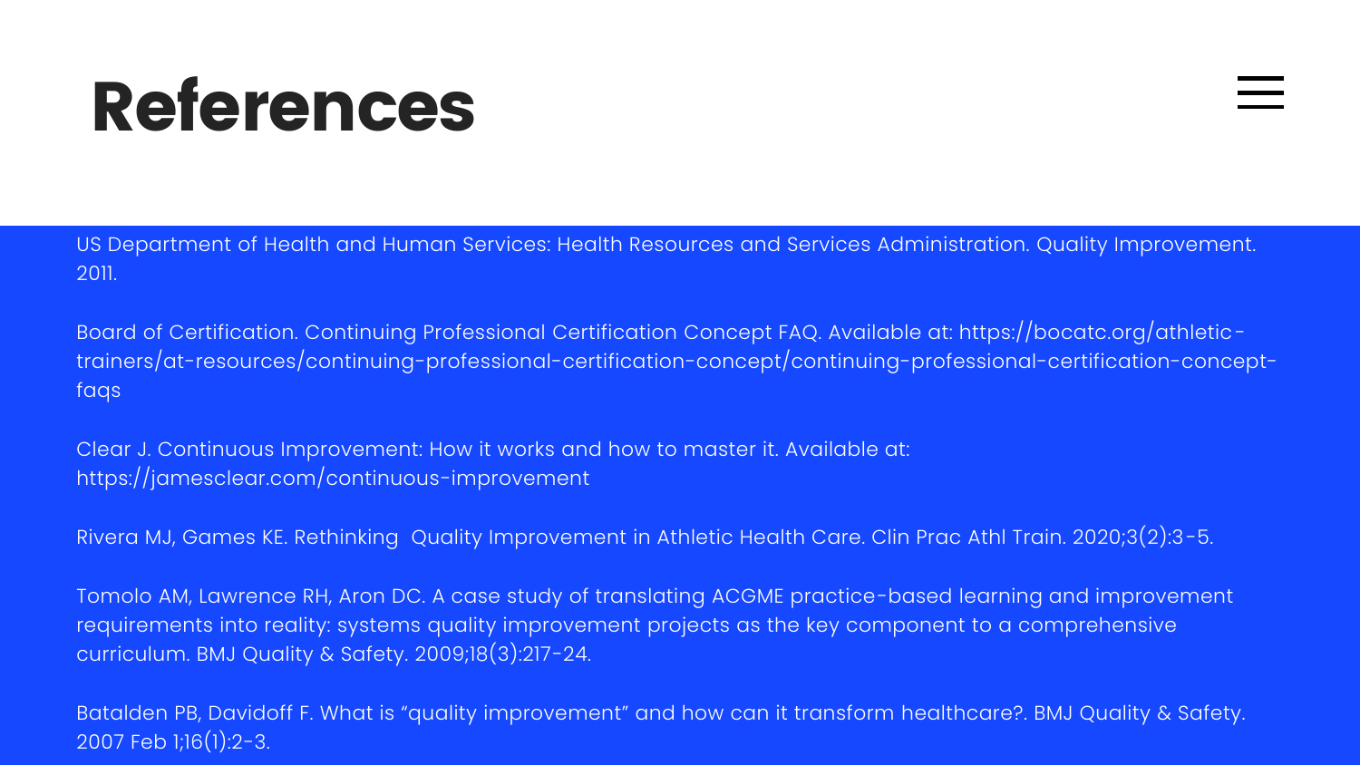# References

US Department of Health and Human Services: Health Resources and Services Administration. Quality Improvement. 2011.

Board of Certification. Continuing Professional Certification Concept FAQ. Available at: https://bocatc.org/athletic-trainers/at-resources/continuing-professional-certification-concept/continuing-professional-certification-concept-faqs

Clear J. Continuous Improvement: How it works and how to master it. Available at: https://jamesclear.com/continuous-improvement

Rivera MJ, Games KE. Rethinking  Quality Improvement in Athletic Health Care. Clin Prac Athl Train. 2020;3(2):3-5.

Tomolo AM, Lawrence RH, Aron DC. A case study of translating ACGME practice-based learning and improvement requirements into reality: systems quality improvement projects as the key component to a comprehensive curriculum. BMJ Quality & Safety. 2009;18(3):217-24.

Batalden PB, Davidoff F. What is "quality improvement" and how can it transform healthcare?. BMJ Quality & Safety. 2007 Feb 1;16(1):2-3.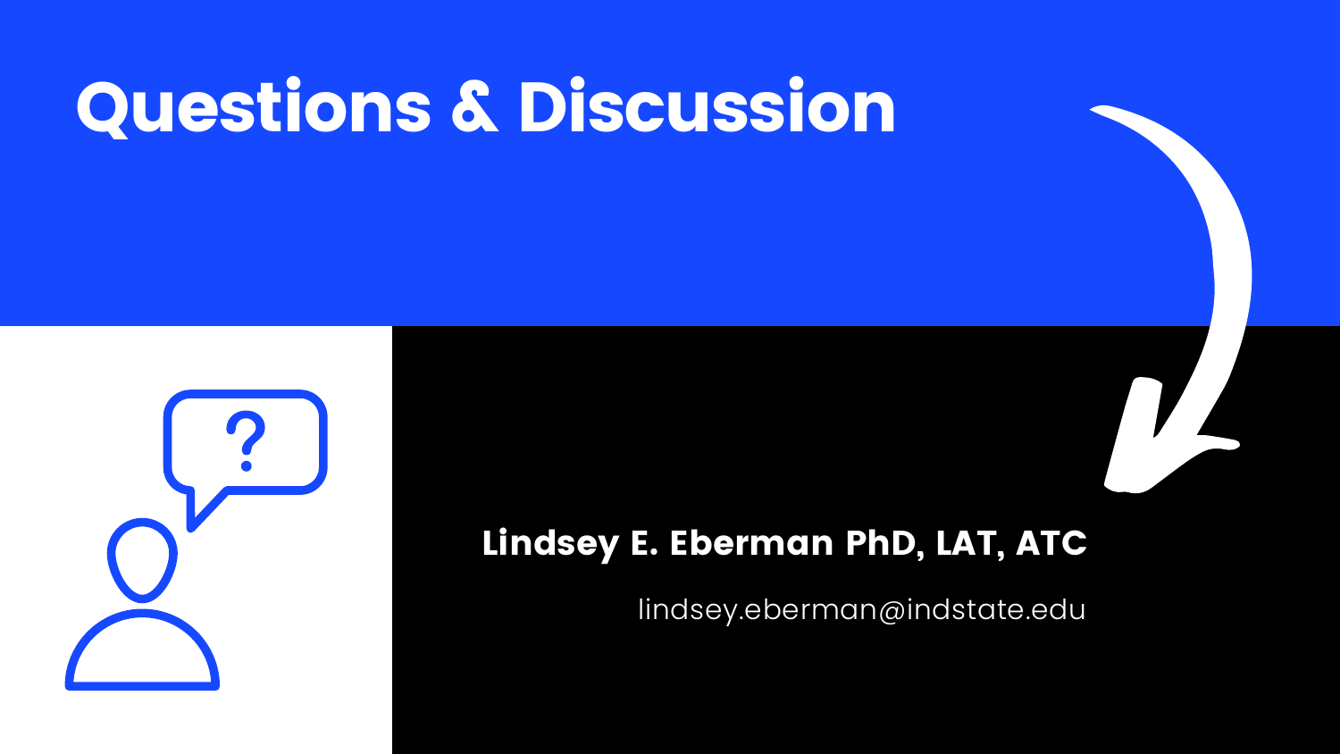# Questions & Discussion

**Lindsey E. Eberman PhD, LAT, ATC**

lindsey.eberman@indstate.edu